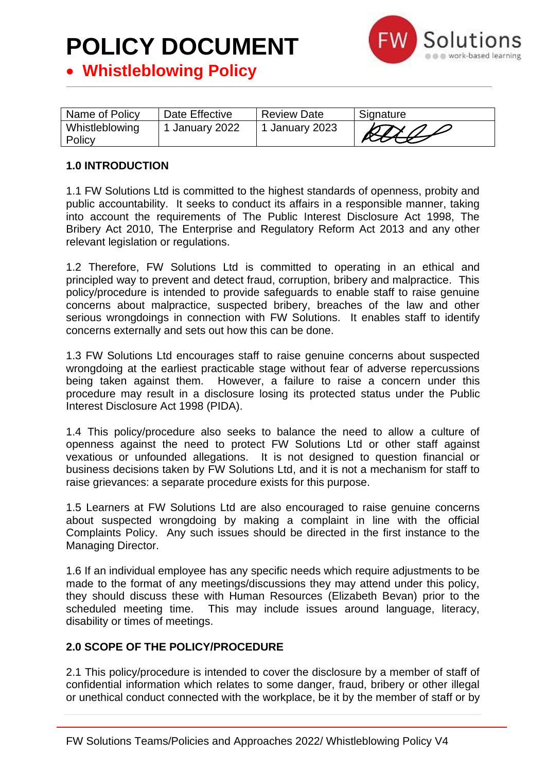# POLICY DOCUMENT

- **Whistleblowing Policy**

| Name of Policy | Date Effective | Review Date | Signature |
|---|---|---|---|
| Whistleblowing Policy | 1 January 2022 | 1 January 2023 | |

## 1.0 INTRODUCTION

1.1 FW Solutions Ltd is committed to the highest standards of openness, probity and public accountability. It seeks to conduct its affairs in a responsible manner, taking into account the requirements of The Public Interest Disclosure Act 1998, The Bribery Act 2010, The Enterprise and Regulatory Reform Act 2013 and any other relevant legislation or regulations.

1.2 Therefore, FW Solutions Ltd is committed to operating in an ethical and principled way to prevent and detect fraud, corruption, bribery and malpractice. This policy/procedure is intended to provide safeguards to enable staff to raise genuine concerns about malpractice, suspected bribery, breaches of the law and other serious wrongdoings in connection with FW Solutions. It enables staff to identify concerns externally and sets out how this can be done.

1.3 FW Solutions Ltd encourages staff to raise genuine concerns about suspected wrongdoing at the earliest practicable stage without fear of adverse repercussions being taken against them. However, a failure to raise a concern under this procedure may result in a disclosure losing its protected status under the Public Interest Disclosure Act 1998 (PIDA).

1.4 This policy/procedure also seeks to balance the need to allow a culture of openness against the need to protect FW Solutions Ltd or other staff against vexatious or unfounded allegations. It is not designed to question financial or business decisions taken by FW Solutions Ltd, and it is not a mechanism for staff to raise grievances: a separate procedure exists for this purpose.

1.5 Learners at FW Solutions Ltd are also encouraged to raise genuine concerns about suspected wrongdoing by making a complaint in line with the official Complaints Policy. Any such issues should be directed in the first instance to the Managing Director.

1.6 If an individual employee has any specific needs which require adjustments to be made to the format of any meetings/discussions they may attend under this policy, they should discuss these with Human Resources (Elizabeth Bevan) prior to the scheduled meeting time. This may include issues around language, literacy, disability or times of meetings.

## 2.0 SCOPE OF THE POLICY/PROCEDURE

2.1 This policy/procedure is intended to cover the disclosure by a member of staff of confidential information which relates to some danger, fraud, bribery or other illegal or unethical conduct connected with the workplace, be it by the member of staff or by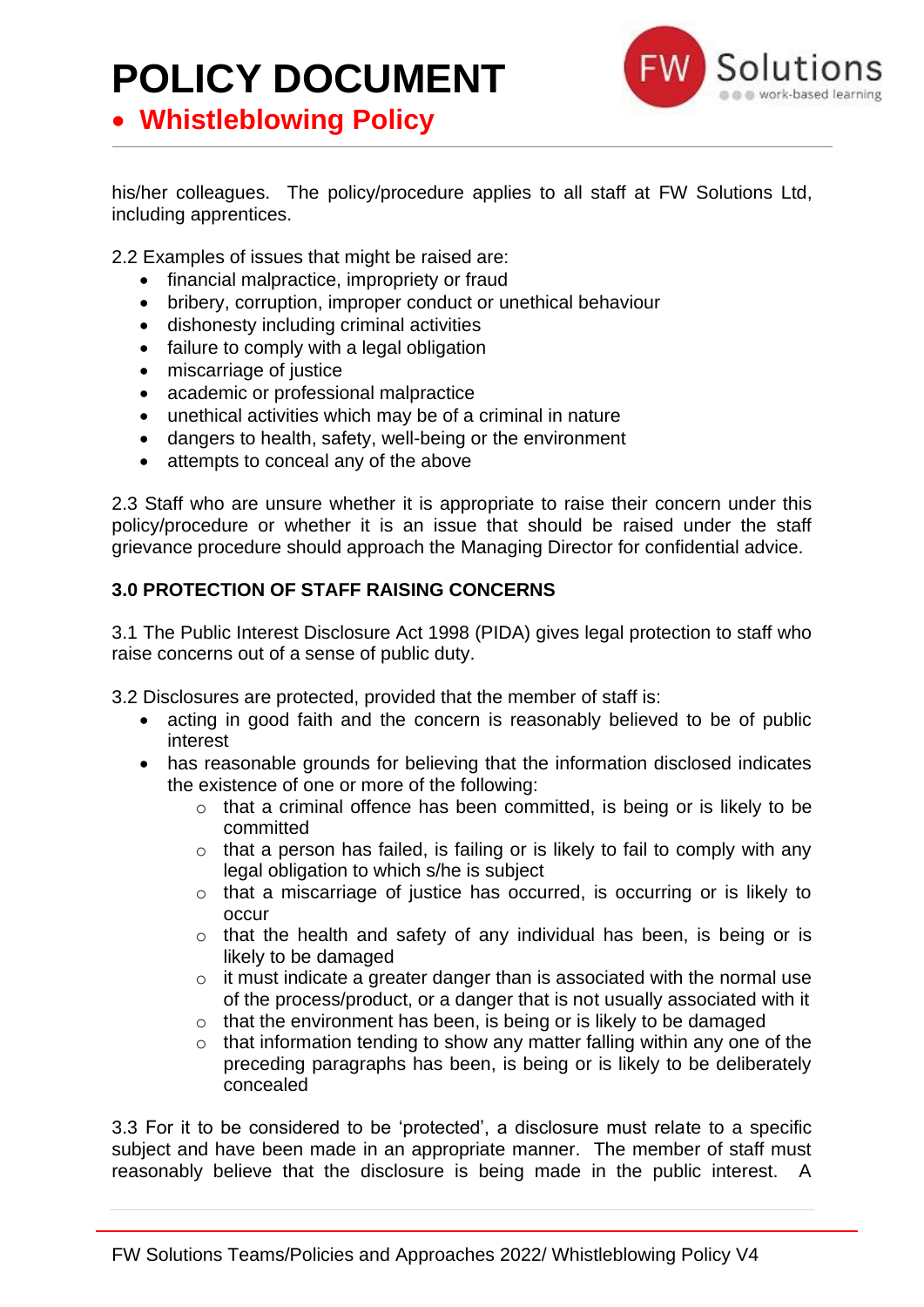his/her colleagues. The policy/procedure applies to all staff at FW Solutions Ltd, including apprentices.

2.2 Examples of issues that might be raised are:

- financial malpractice, impropriety or fraud
- bribery, corruption, improper conduct or unethical behaviour
- dishonesty including criminal activities
- failure to comply with a legal obligation
- miscarriage of justice
- academic or professional malpractice
- unethical activities which may be of a criminal in nature
- dangers to health, safety, well-being or the environment
- attempts to conceal any of the above

2.3 Staff who are unsure whether it is appropriate to raise their concern under this policy/procedure or whether it is an issue that should be raised under the staff grievance procedure should approach the Managing Director for confidential advice.

**3.0 PROTECTION OF STAFF RAISING CONCERNS**

3.1 The Public Interest Disclosure Act 1998 (PIDA) gives legal protection to staff who raise concerns out of a sense of public duty.

3.2 Disclosures are protected, provided that the member of staff is:

- acting in good faith and the concern is reasonably believed to be of public interest
- has reasonable grounds for believing that the information disclosed indicates the existence of one or more of the following:
    - that a criminal offence has been committed, is being or is likely to be committed
    - that a person has failed, is failing or is likely to fail to comply with any legal obligation to which s/he is subject
    - that a miscarriage of justice has occurred, is occurring or is likely to occur
    - that the health and safety of any individual has been, is being or is likely to be damaged
    - it must indicate a greater danger than is associated with the normal use of the process/product, or a danger that is not usually associated with it
    - that the environment has been, is being or is likely to be damaged
    - that information tending to show any matter falling within any one of the preceding paragraphs has been, is being or is likely to be deliberately concealed

3.3 For it to be considered to be 'protected', a disclosure must relate to a specific subject and have been made in an appropriate manner. The member of staff must reasonably believe that the disclosure is being made in the public interest. A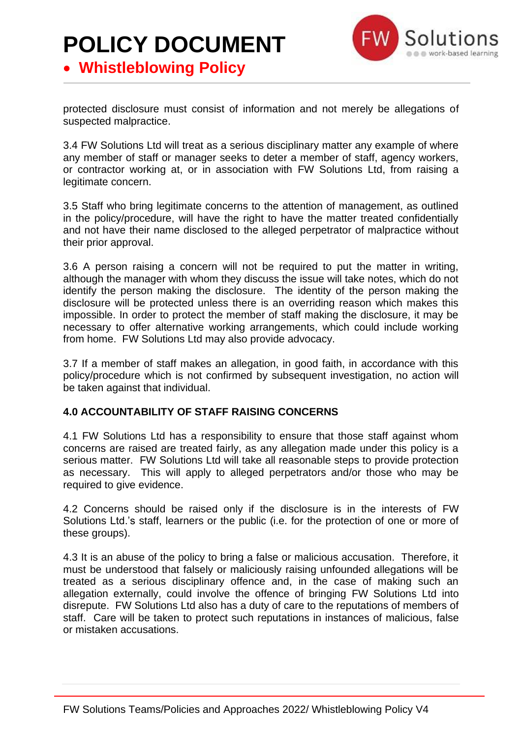protected disclosure must consist of information and not merely be allegations of suspected malpractice.

3.4 FW Solutions Ltd will treat as a serious disciplinary matter any example of where any member of staff or manager seeks to deter a member of staff, agency workers, or contractor working at, or in association with FW Solutions Ltd, from raising a legitimate concern.

3.5 Staff who bring legitimate concerns to the attention of management, as outlined in the policy/procedure, will have the right to have the matter treated confidentially and not have their name disclosed to the alleged perpetrator of malpractice without their prior approval.

3.6 A person raising a concern will not be required to put the matter in writing, although the manager with whom they discuss the issue will take notes, which do not identify the person making the disclosure. The identity of the person making the disclosure will be protected unless there is an overriding reason which makes this impossible. In order to protect the member of staff making the disclosure, it may be necessary to offer alternative working arrangements, which could include working from home. FW Solutions Ltd may also provide advocacy.

3.7 If a member of staff makes an allegation, in good faith, in accordance with this policy/procedure which is not confirmed by subsequent investigation, no action will be taken against that individual.

## 4.0 ACCOUNTABILITY OF STAFF RAISING CONCERNS

4.1 FW Solutions Ltd has a responsibility to ensure that those staff against whom concerns are raised are treated fairly, as any allegation made under this policy is a serious matter. FW Solutions Ltd will take all reasonable steps to provide protection as necessary. This will apply to alleged perpetrators and/or those who may be required to give evidence.

4.2 Concerns should be raised only if the disclosure is in the interests of FW Solutions Ltd.'s staff, learners or the public (i.e. for the protection of one or more of these groups).

4.3 It is an abuse of the policy to bring a false or malicious accusation. Therefore, it must be understood that falsely or maliciously raising unfounded allegations will be treated as a serious disciplinary offence and, in the case of making such an allegation externally, could involve the offence of bringing FW Solutions Ltd into disrepute. FW Solutions Ltd also has a duty of care to the reputations of members of staff. Care will be taken to protect such reputations in instances of malicious, false or mistaken accusations.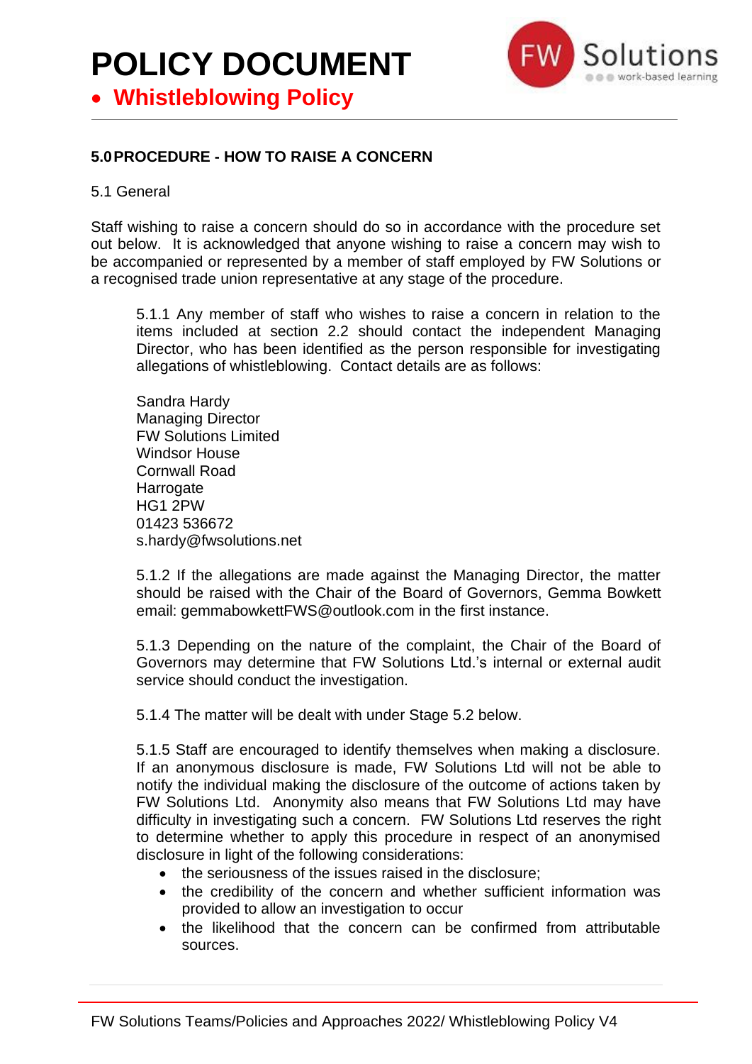## 5.0 PROCEDURE - HOW TO RAISE A CONCERN

5.1 General

Staff wishing to raise a concern should do so in accordance with the procedure set out below. It is acknowledged that anyone wishing to raise a concern may wish to be accompanied or represented by a member of staff employed by FW Solutions or a recognised trade union representative at any stage of the procedure.

5.1.1 Any member of staff who wishes to raise a concern in relation to the items included at section 2.2 should contact the independent Managing Director, who has been identified as the person responsible for investigating allegations of whistleblowing. Contact details are as follows:

Sandra Hardy  
Managing Director  
FW Solutions Limited  
Windsor House  
Cornwall Road  
Harrogate  
HG1 2PW  
01423 536672  
s.hardy@fwsolutions.net

5.1.2 If the allegations are made against the Managing Director, the matter should be raised with the Chair of the Board of Governors, Gemma Bowkett email: gemmabowkettFWS@outlook.com in the first instance.

5.1.3 Depending on the nature of the complaint, the Chair of the Board of Governors may determine that FW Solutions Ltd.'s internal or external audit service should conduct the investigation.

5.1.4 The matter will be dealt with under Stage 5.2 below.

5.1.5 Staff are encouraged to identify themselves when making a disclosure. If an anonymous disclosure is made, FW Solutions Ltd will not be able to notify the individual making the disclosure of the outcome of actions taken by FW Solutions Ltd. Anonymity also means that FW Solutions Ltd may have difficulty in investigating such a concern. FW Solutions Ltd reserves the right to determine whether to apply this procedure in respect of an anonymised disclosure in light of the following considerations:

- the seriousness of the issues raised in the disclosure;
- the credibility of the concern and whether sufficient information was provided to allow an investigation to occur
- the likelihood that the concern can be confirmed from attributable sources.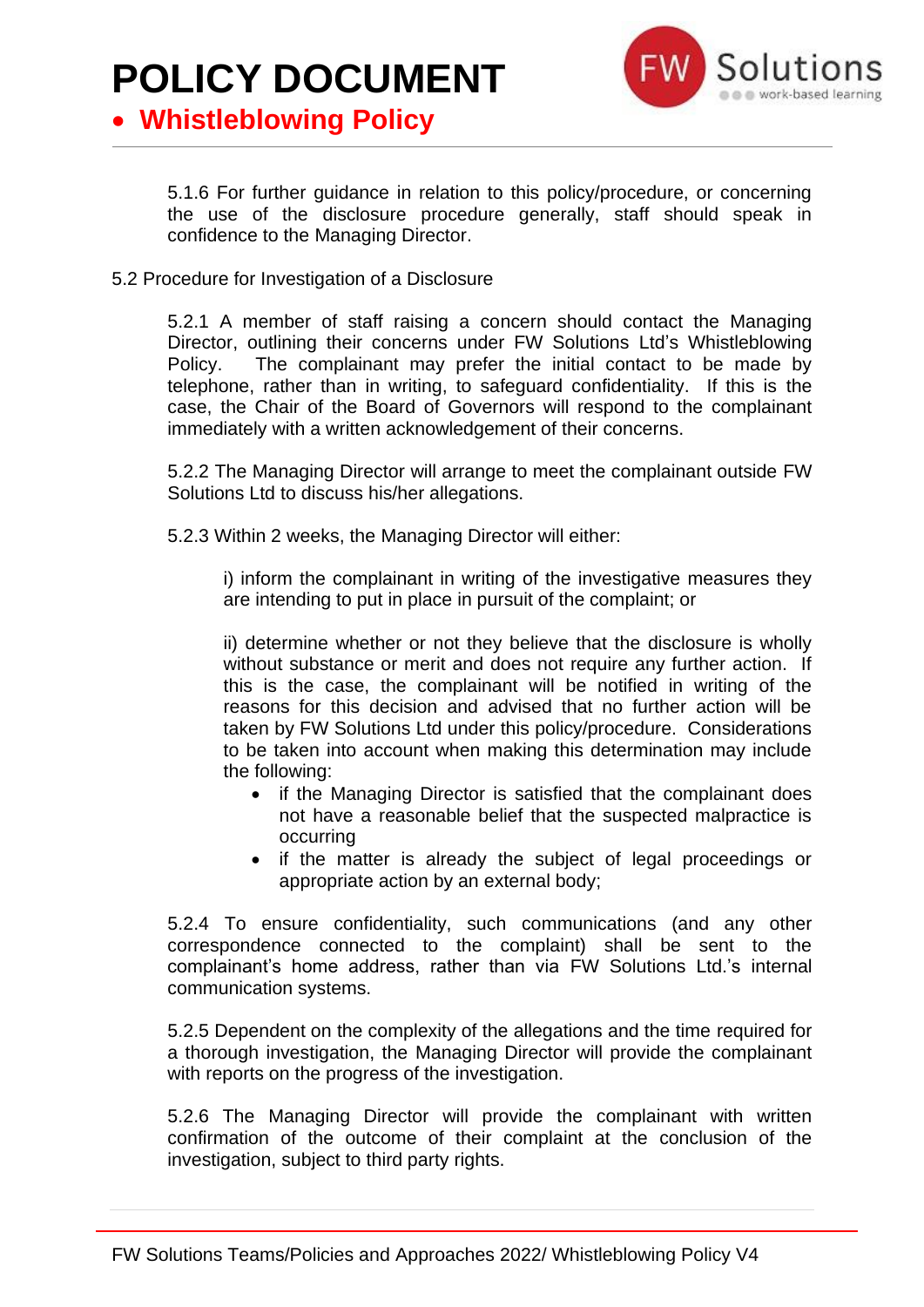5.1.6 For further guidance in relation to this policy/procedure, or concerning the use of the disclosure procedure generally, staff should speak in confidence to the Managing Director.

5.2 Procedure for Investigation of a Disclosure

5.2.1 A member of staff raising a concern should contact the Managing Director, outlining their concerns under FW Solutions Ltd's Whistleblowing Policy. The complainant may prefer the initial contact to be made by telephone, rather than in writing, to safeguard confidentiality. If this is the case, the Chair of the Board of Governors will respond to the complainant immediately with a written acknowledgement of their concerns.

5.2.2 The Managing Director will arrange to meet the complainant outside FW Solutions Ltd to discuss his/her allegations.

5.2.3 Within 2 weeks, the Managing Director will either:

i) inform the complainant in writing of the investigative measures they are intending to put in place in pursuit of the complaint; or

ii) determine whether or not they believe that the disclosure is wholly without substance or merit and does not require any further action. If this is the case, the complainant will be notified in writing of the reasons for this decision and advised that no further action will be taken by FW Solutions Ltd under this policy/procedure. Considerations to be taken into account when making this determination may include the following:

- if the Managing Director is satisfied that the complainant does not have a reasonable belief that the suspected malpractice is occurring
- if the matter is already the subject of legal proceedings or appropriate action by an external body;

5.2.4 To ensure confidentiality, such communications (and any other correspondence connected to the complaint) shall be sent to the complainant's home address, rather than via FW Solutions Ltd.'s internal communication systems.

5.2.5 Dependent on the complexity of the allegations and the time required for a thorough investigation, the Managing Director will provide the complainant with reports on the progress of the investigation.

5.2.6 The Managing Director will provide the complainant with written confirmation of the outcome of their complaint at the conclusion of the investigation, subject to third party rights.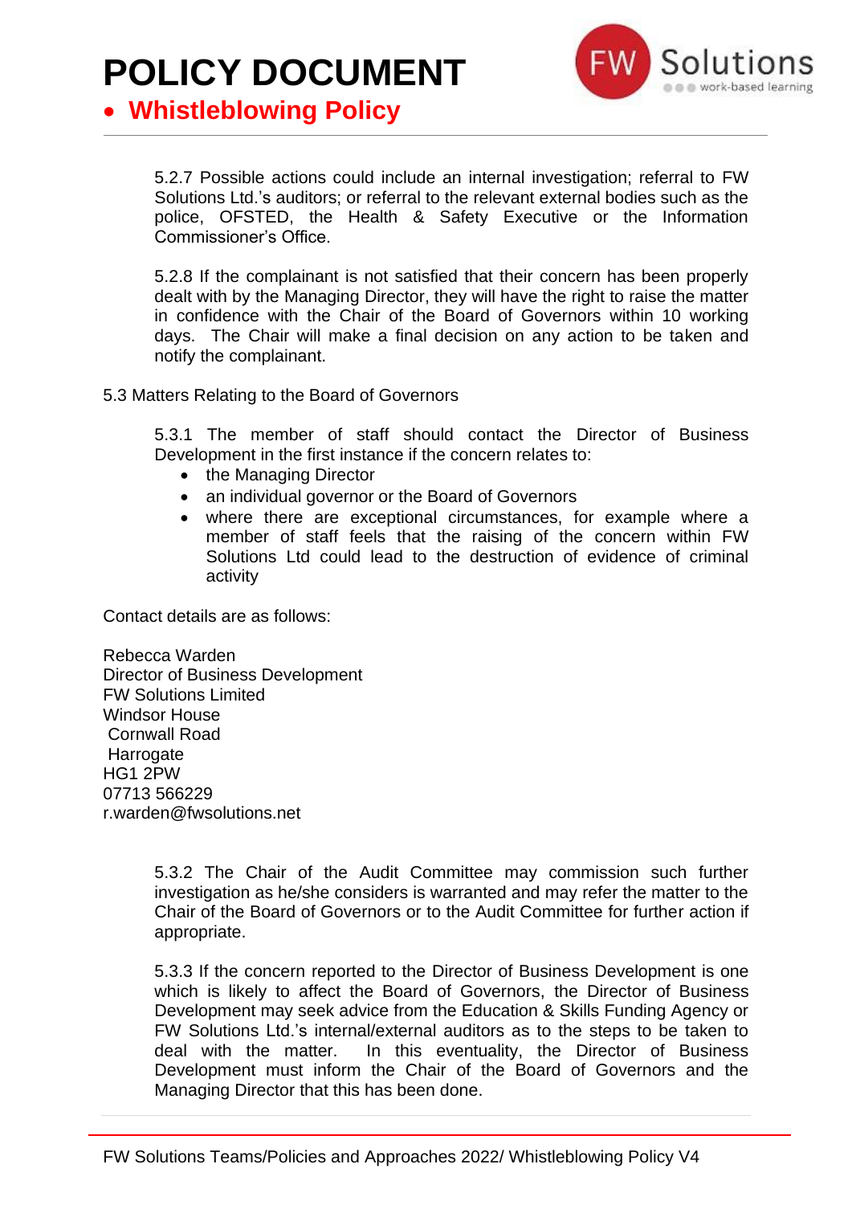5.2.7 Possible actions could include an internal investigation; referral to FW Solutions Ltd.'s auditors; or referral to the relevant external bodies such as the police, OFSTED, the Health & Safety Executive or the Information Commissioner's Office.

5.2.8 If the complainant is not satisfied that their concern has been properly dealt with by the Managing Director, they will have the right to raise the matter in confidence with the Chair of the Board of Governors within 10 working days. The Chair will make a final decision on any action to be taken and notify the complainant.

5.3 Matters Relating to the Board of Governors

5.3.1 The member of staff should contact the Director of Business Development in the first instance if the concern relates to:

- the Managing Director
- an individual governor or the Board of Governors
- where there are exceptional circumstances, for example where a member of staff feels that the raising of the concern within FW Solutions Ltd could lead to the destruction of evidence of criminal activity

Contact details are as follows:

Rebecca Warden
Director of Business Development
FW Solutions Limited
Windsor House
Cornwall Road
Harrogate
HG1 2PW
07713 566229
r.warden@fwsolutions.net

5.3.2 The Chair of the Audit Committee may commission such further investigation as he/she considers is warranted and may refer the matter to the Chair of the Board of Governors or to the Audit Committee for further action if appropriate.

5.3.3 If the concern reported to the Director of Business Development is one which is likely to affect the Board of Governors, the Director of Business Development may seek advice from the Education & Skills Funding Agency or FW Solutions Ltd.'s internal/external auditors as to the steps to be taken to deal with the matter. In this eventuality, the Director of Business Development must inform the Chair of the Board of Governors and the Managing Director that this has been done.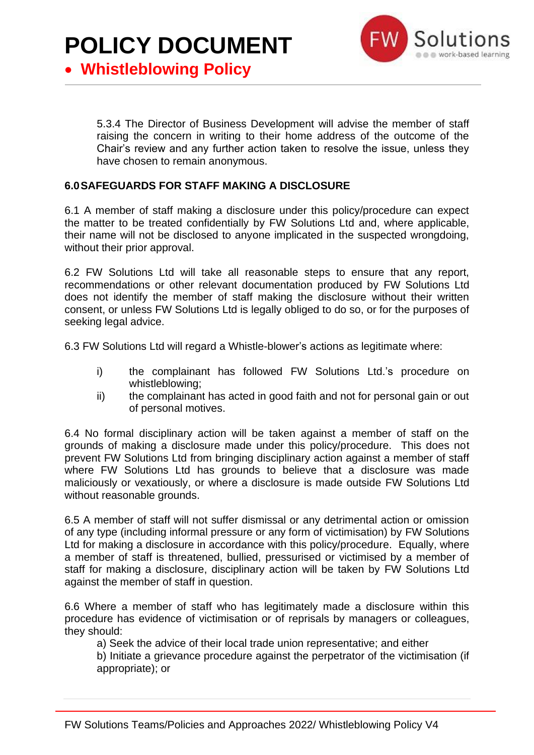5.3.4 The Director of Business Development will advise the member of staff raising the concern in writing to their home address of the outcome of the Chair's review and any further action taken to resolve the issue, unless they have chosen to remain anonymous.

## 6.0 SAFEGUARDS FOR STAFF MAKING A DISCLOSURE

6.1 A member of staff making a disclosure under this policy/procedure can expect the matter to be treated confidentially by FW Solutions Ltd and, where applicable, their name will not be disclosed to anyone implicated in the suspected wrongdoing, without their prior approval.

6.2 FW Solutions Ltd will take all reasonable steps to ensure that any report, recommendations or other relevant documentation produced by FW Solutions Ltd does not identify the member of staff making the disclosure without their written consent, or unless FW Solutions Ltd is legally obliged to do so, or for the purposes of seeking legal advice.

6.3 FW Solutions Ltd will regard a Whistle-blower's actions as legitimate where:

- i) the complainant has followed FW Solutions Ltd.'s procedure on whistleblowing;
- ii) the complainant has acted in good faith and not for personal gain or out of personal motives.

6.4 No formal disciplinary action will be taken against a member of staff on the grounds of making a disclosure made under this policy/procedure. This does not prevent FW Solutions Ltd from bringing disciplinary action against a member of staff where FW Solutions Ltd has grounds to believe that a disclosure was made maliciously or vexatiously, or where a disclosure is made outside FW Solutions Ltd without reasonable grounds.

6.5 A member of staff will not suffer dismissal or any detrimental action or omission of any type (including informal pressure or any form of victimisation) by FW Solutions Ltd for making a disclosure in accordance with this policy/procedure. Equally, where a member of staff is threatened, bullied, pressurised or victimised by a member of staff for making a disclosure, disciplinary action will be taken by FW Solutions Ltd against the member of staff in question.

6.6 Where a member of staff who has legitimately made a disclosure within this procedure has evidence of victimisation or of reprisals by managers or colleagues, they should:

a) Seek the advice of their local trade union representative; and either

b) Initiate a grievance procedure against the perpetrator of the victimisation (if appropriate); or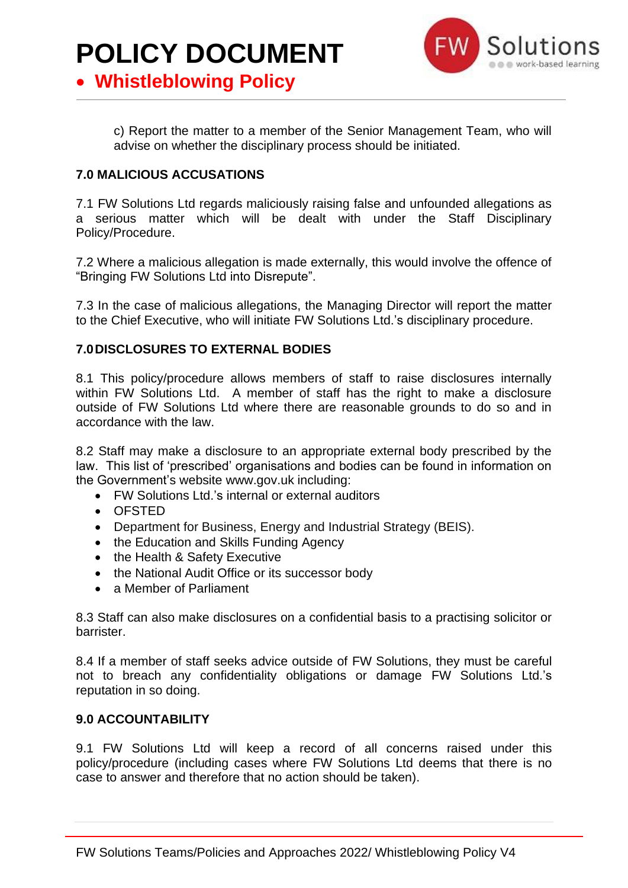c) Report the matter to a member of the Senior Management Team, who will advise on whether the disciplinary process should be initiated.

**7.0 MALICIOUS ACCUSATIONS**

7.1 FW Solutions Ltd regards maliciously raising false and unfounded allegations as a serious matter which will be dealt with under the Staff Disciplinary Policy/Procedure.

7.2 Where a malicious allegation is made externally, this would involve the offence of "Bringing FW Solutions Ltd into Disrepute".

7.3 In the case of malicious allegations, the Managing Director will report the matter to the Chief Executive, who will initiate FW Solutions Ltd.'s disciplinary procedure.

**7.0 DISCLOSURES TO EXTERNAL BODIES**

8.1 This policy/procedure allows members of staff to raise disclosures internally within FW Solutions Ltd. A member of staff has the right to make a disclosure outside of FW Solutions Ltd where there are reasonable grounds to do so and in accordance with the law.

8.2 Staff may make a disclosure to an appropriate external body prescribed by the law. This list of 'prescribed' organisations and bodies can be found in information on the Government's website www.gov.uk including:

- FW Solutions Ltd.'s internal or external auditors
- OFSTED
- Department for Business, Energy and Industrial Strategy (BEIS).
- the Education and Skills Funding Agency
- the Health & Safety Executive
- the National Audit Office or its successor body
- a Member of Parliament

8.3 Staff can also make disclosures on a confidential basis to a practising solicitor or barrister.

8.4 If a member of staff seeks advice outside of FW Solutions, they must be careful not to breach any confidentiality obligations or damage FW Solutions Ltd.'s reputation in so doing.

**9.0 ACCOUNTABILITY**

9.1 FW Solutions Ltd will keep a record of all concerns raised under this policy/procedure (including cases where FW Solutions Ltd deems that there is no case to answer and therefore that no action should be taken).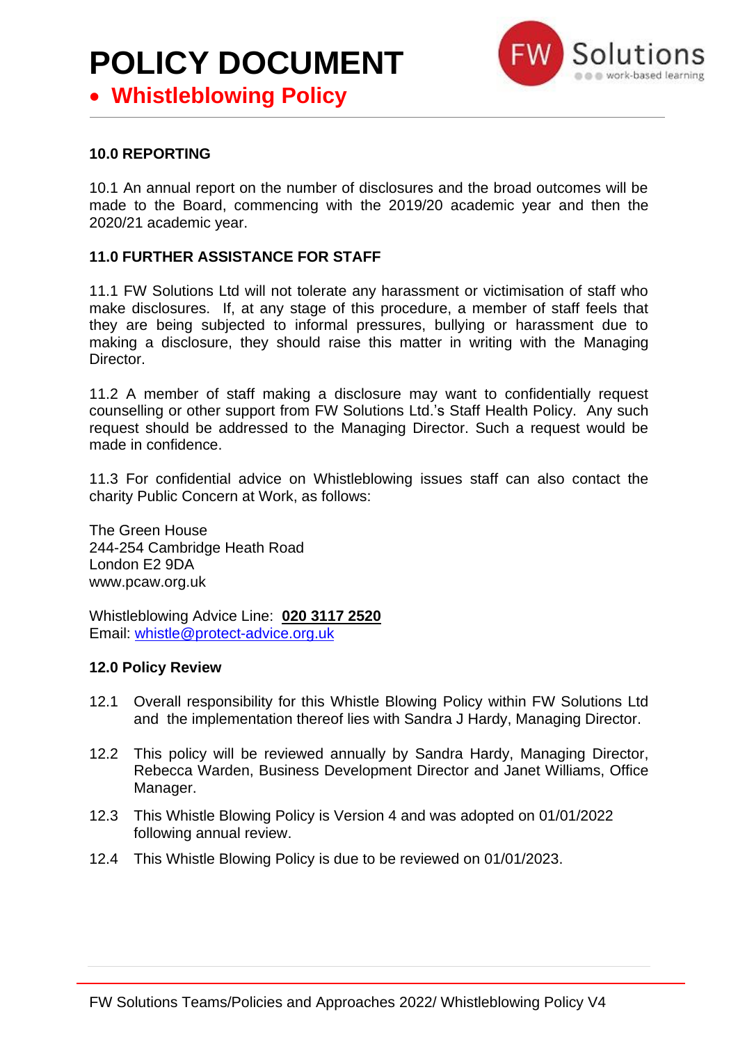## 10.0 REPORTING

10.1 An annual report on the number of disclosures and the broad outcomes will be made to the Board, commencing with the 2019/20 academic year and then the 2020/21 academic year.

## 11.0 FURTHER ASSISTANCE FOR STAFF

11.1 FW Solutions Ltd will not tolerate any harassment or victimisation of staff who make disclosures. If, at any stage of this procedure, a member of staff feels that they are being subjected to informal pressures, bullying or harassment due to making a disclosure, they should raise this matter in writing with the Managing Director.

11.2 A member of staff making a disclosure may want to confidentially request counselling or other support from FW Solutions Ltd.'s Staff Health Policy. Any such request should be addressed to the Managing Director. Such a request would be made in confidence.

11.3 For confidential advice on Whistleblowing issues staff can also contact the charity Public Concern at Work, as follows:

The Green House
244-254 Cambridge Heath Road
London E2 9DA
www.pcaw.org.uk

Whistleblowing Advice Line: **020 3117 2520**
Email: whistle@protect-advice.org.uk

## 12.0 Policy Review

12.1 Overall responsibility for this Whistle Blowing Policy within FW Solutions Ltd and the implementation thereof lies with Sandra J Hardy, Managing Director.

12.2 This policy will be reviewed annually by Sandra Hardy, Managing Director, Rebecca Warden, Business Development Director and Janet Williams, Office Manager.

12.3 This Whistle Blowing Policy is Version 4 and was adopted on 01/01/2022 following annual review.

12.4 This Whistle Blowing Policy is due to be reviewed on 01/01/2023.